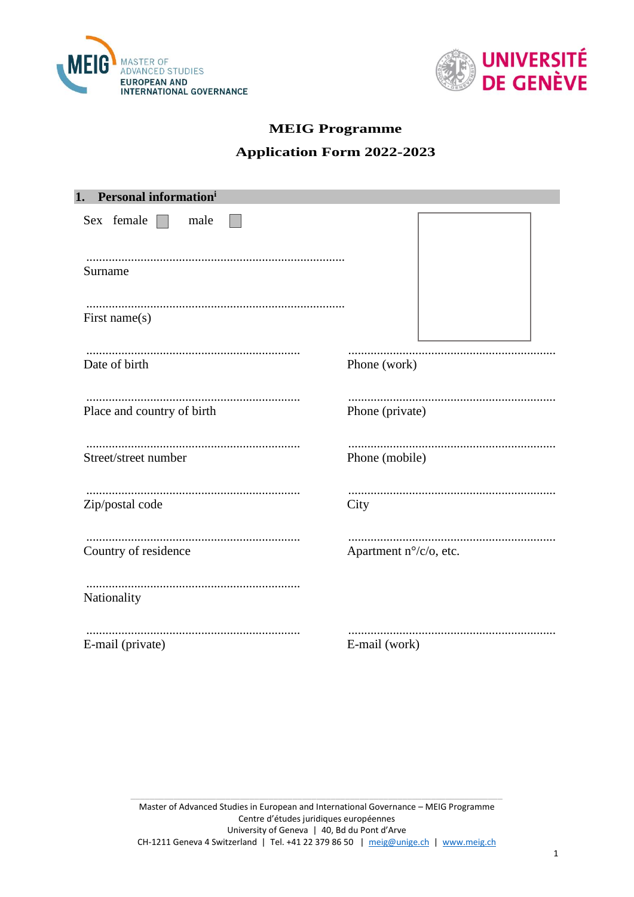MEIG MASTER OF ADVANCED STUDIES EUROPEAN AND INTERNATIONAL GOVERNANCE

UNIVERSITÉ DE GENÈVE

# MEIG Programme

## Application Form 2022-2023

### 1. Personal information[i]

Sex female ☐ male ☐

.................................................................................
Surname

.................................................................................
First name(s)

| | |
|---|---|
| ...................................................................<br>Date of birth | ..................................................................<br>Phone (work) |
| ...................................................................<br>Place and country of birth | ..................................................................<br>Phone (private) |
| ...................................................................<br>Street/street number | ..................................................................<br>Phone (mobile) |
| ...................................................................<br>Zip/postal code | ..................................................................<br>City |
| ...................................................................<br>Country of residence | ..................................................................<br>Apartment n°/c/o, etc. |
| ...................................................................<br>Nationality | |
| ...................................................................<br>E-mail (private) | ..................................................................<br>E-mail (work) |

Master of Advanced Studies in European and International Governance – MEIG Programme
Centre d'études juridiques européennes
University of Geneva | 40, Bd du Pont d'Arve
CH-1211 Geneva 4 Switzerland | Tel. +41 22 379 86 50 | meig@unige.ch | www.meig.ch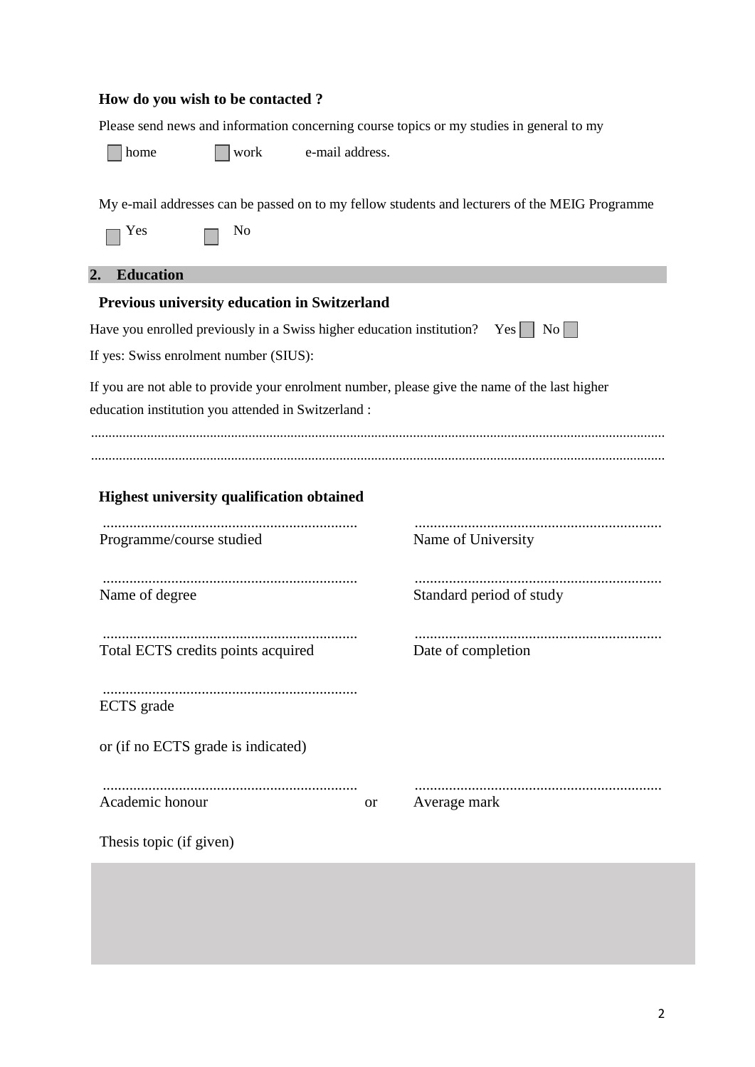### How do you wish to be contacted ?

Please send news and information concerning course topics or my studies in general to my

☐ home ☐ work e-mail address.

My e-mail addresses can be passed on to my fellow students and lecturers of the MEIG Programme

☐ Yes ☐ No

## 2. Education

### Previous university education in Switzerland

Have you enrolled previously in a Swiss higher education institution? Yes ☐ No ☐

If yes: Swiss enrolment number (SIUS):

If you are not able to provide your enrolment number, please give the name of the last higher education institution you attended in Switzerland :

..................................................................................................................................................................

..................................................................................................................................................................

### Highest university qualification obtained

| | | |
|---|---|---|
| ................................................................... Programme/course studied | | ................................................................. Name of University |
| ................................................................... Name of degree | | ................................................................. Standard period of study |
| ................................................................... Total ECTS credits points acquired | | ................................................................. Date of completion |
| ................................................................... ECTS grade | | |

or (if no ECTS grade is indicated)

| | | |
|---|---|---|
| ................................................................... Academic honour | or | ................................................................. Average mark |

Thesis topic (if given)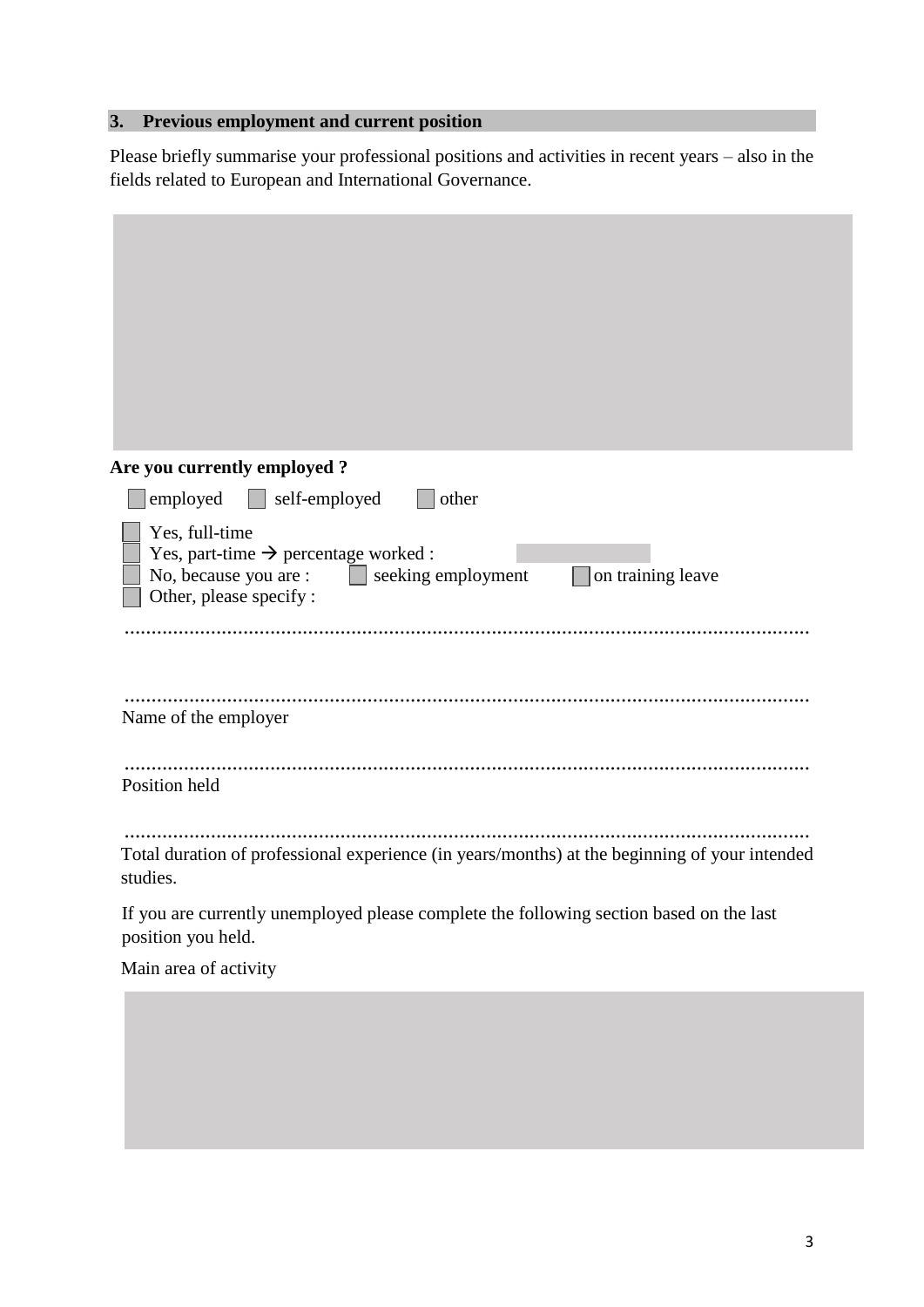## 3. Previous employment and current position

Please briefly summarise your professional positions and activities in recent years – also in the fields related to European and International Governance.

**Are you currently employed ?**

☐ employed ☐ self-employed ☐ other

☐ Yes, full-time
☐ Yes, part-time → percentage worked :
☐ No, because you are : ☐ seeking employment ☐ on training leave
☐ Other, please specify :

.................................................................................................................................

.................................................................................................................................
Name of the employer

.................................................................................................................................
Position held

.................................................................................................................................
Total duration of professional experience (in years/months) at the beginning of your intended studies.

If you are currently unemployed please complete the following section based on the last position you held.

Main area of activity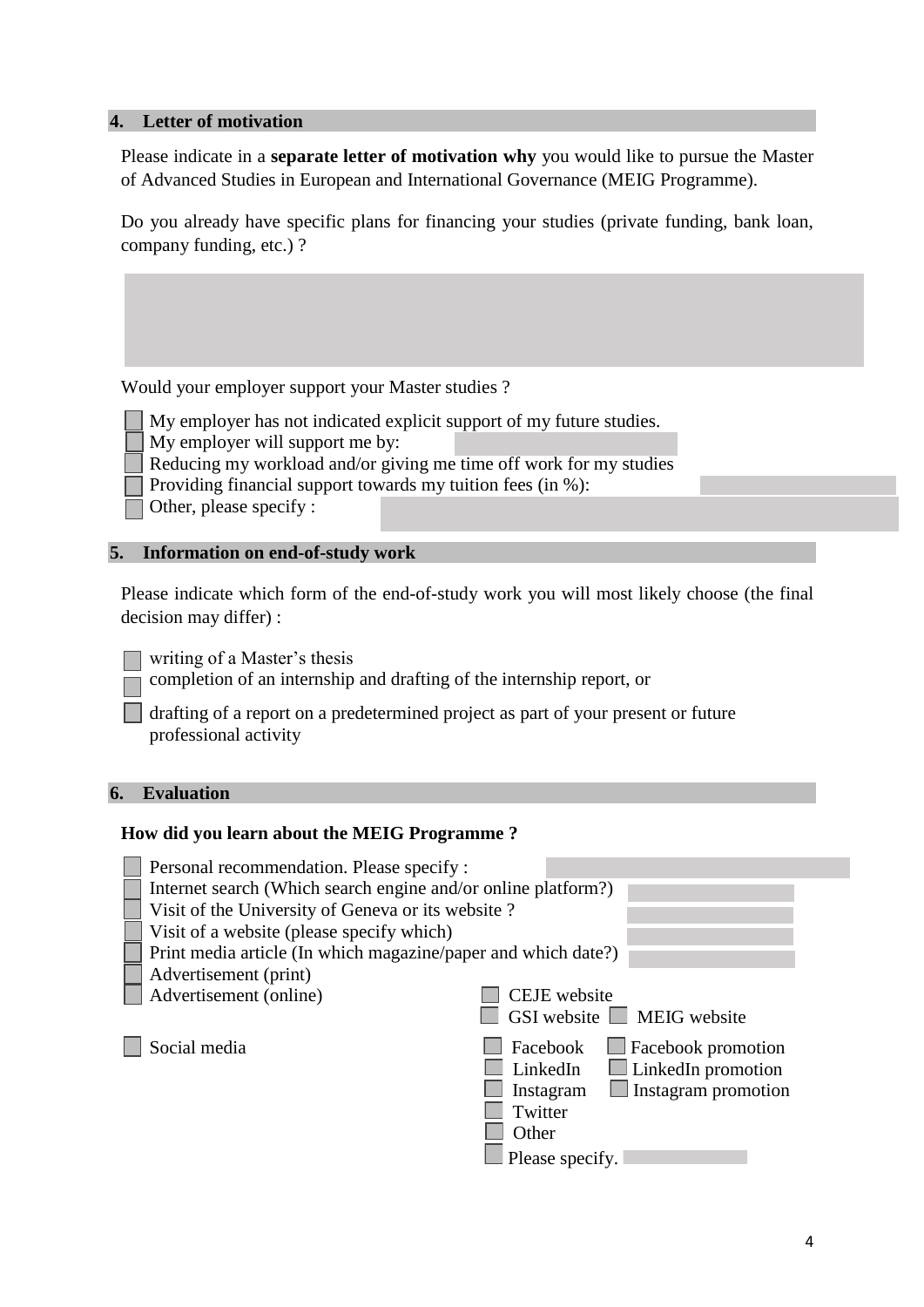## 4. Letter of motivation

Please indicate in a **separate letter of motivation why** you would like to pursue the Master of Advanced Studies in European and International Governance (MEIG Programme).

Do you already have specific plans for financing your studies (private funding, bank loan, company funding, etc.) ?

Would your employer support your Master studies ?

- ☐ My employer has not indicated explicit support of my future studies.
- ☐ My employer will support me by:
- ☐ Reducing my workload and/or giving me time off work for my studies
- ☐ Providing financial support towards my tuition fees (in %):
- ☐ Other, please specify :

## 5. Information on end-of-study work

Please indicate which form of the end-of-study work you will most likely choose (the final decision may differ) :

- ☐ writing of a Master's thesis
- ☐ completion of an internship and drafting of the internship report, or
- ☐ drafting of a report on a predetermined project as part of your present or future professional activity

## 6. Evaluation

**How did you learn about the MEIG Programme ?**

- ☐ Personal recommendation. Please specify :
- ☐ Internet search (Which search engine and/or online platform?)
- ☐ Visit of the University of Geneva or its website ?
- ☐ Visit of a website (please specify which)
- ☐ Print media article (In which magazine/paper and which date?)
- ☐ Advertisement (print)
- ☐ Advertisement (online)
  - ☐ CEJE website
  - ☐ GSI website ☐ MEIG website
- ☐ Social media
  - ☐ Facebook ☐ Facebook promotion
  - ☐ LinkedIn ☐ LinkedIn promotion
  - ☐ Instagram ☐ Instagram promotion
  - ☐ Twitter
  - ☐ Other
  - ☐ Please specify.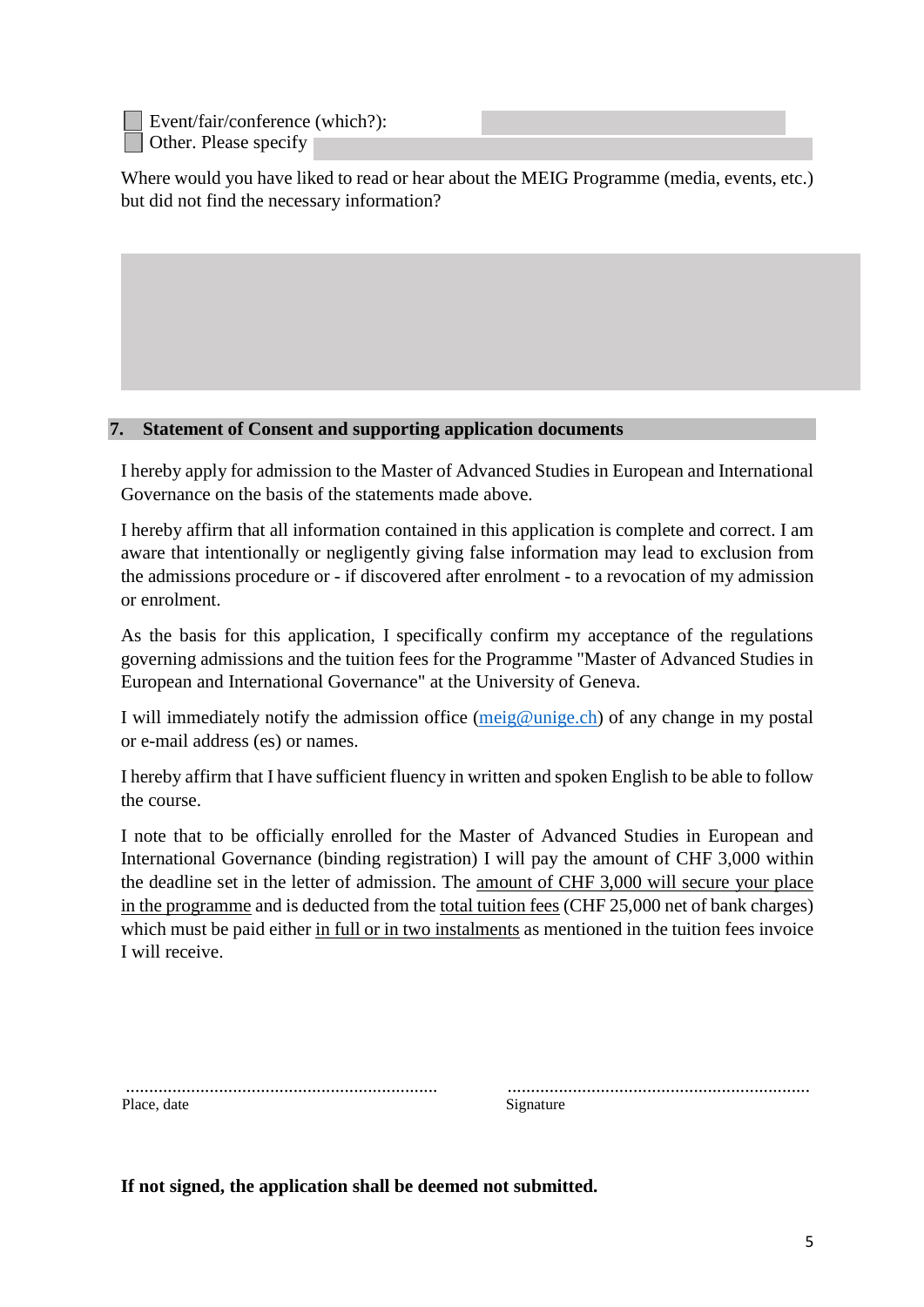☐ Event/fair/conference (which?):

☐ Other. Please specify

Where would you have liked to read or hear about the MEIG Programme (media, events, etc.) but did not find the necessary information?

## 7. Statement of Consent and supporting application documents

I hereby apply for admission to the Master of Advanced Studies in European and International Governance on the basis of the statements made above.

I hereby affirm that all information contained in this application is complete and correct. I am aware that intentionally or negligently giving false information may lead to exclusion from the admissions procedure or - if discovered after enrolment - to a revocation of my admission or enrolment.

As the basis for this application, I specifically confirm my acceptance of the regulations governing admissions and the tuition fees for the Programme "Master of Advanced Studies in European and International Governance" at the University of Geneva.

I will immediately notify the admission office (meig@unige.ch) of any change in my postal or e-mail address (es) or names.

I hereby affirm that I have sufficient fluency in written and spoken English to be able to follow the course.

I note that to be officially enrolled for the Master of Advanced Studies in European and International Governance (binding registration) I will pay the amount of CHF 3,000 within the deadline set in the letter of admission. The amount of CHF 3,000 will secure your place in the programme and is deducted from the total tuition fees (CHF 25,000 net of bank charges) which must be paid either in full or in two instalments as mentioned in the tuition fees invoice I will receive.

.................................................................... Place, date

.................................................................... Signature

**If not signed, the application shall be deemed not submitted.**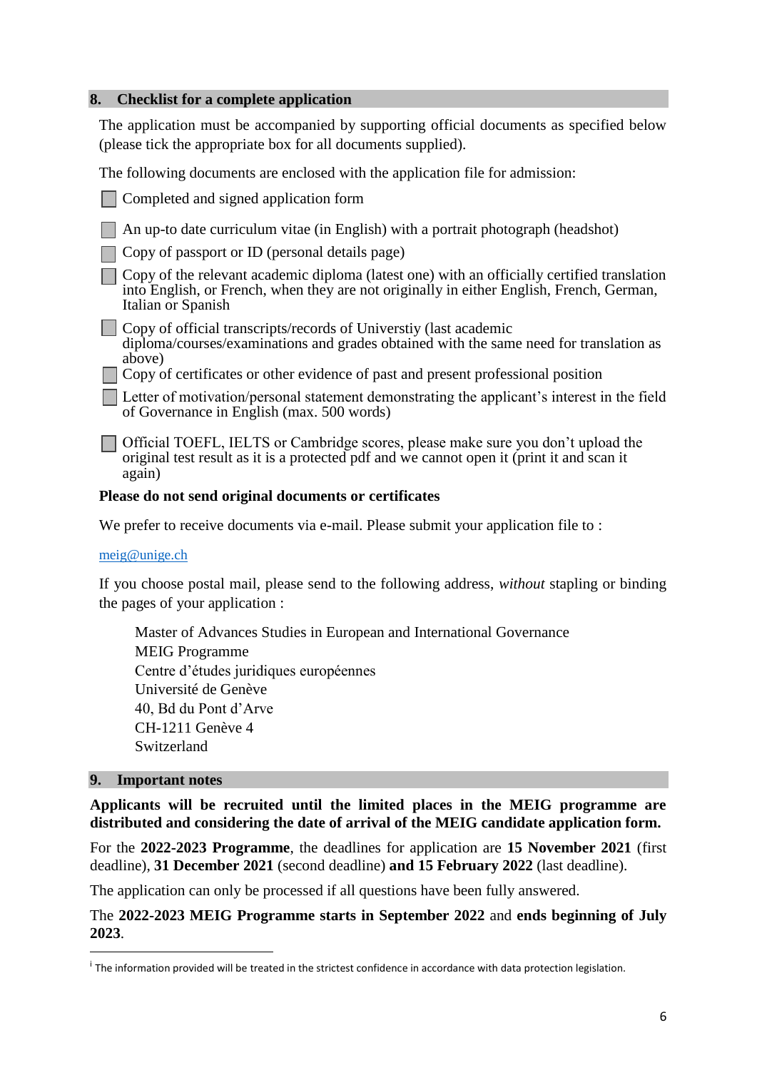## 8. Checklist for a complete application

The application must be accompanied by supporting official documents as specified below (please tick the appropriate box for all documents supplied).

The following documents are enclosed with the application file for admission:

- ☐ Completed and signed application form
- ☐ An up-to date curriculum vitae (in English) with a portrait photograph (headshot)
- ☐ Copy of passport or ID (personal details page)
- ☐ Copy of the relevant academic diploma (latest one) with an officially certified translation into English, or French, when they are not originally in either English, French, German, Italian or Spanish
- ☐ Copy of official transcripts/records of Universtiy (last academic diploma/courses/examinations and grades obtained with the same need for translation as above)
- ☐ Copy of certificates or other evidence of past and present professional position
- ☐ Letter of motivation/personal statement demonstrating the applicant's interest in the field of Governance in English (max. 500 words)
- ☐ Official TOEFL, IELTS or Cambridge scores, please make sure you don't upload the original test result as it is a protected pdf and we cannot open it (print it and scan it again)

**Please do not send original documents or certificates**

We prefer to receive documents via e-mail. Please submit your application file to :

meig@unige.ch

If you choose postal mail, please send to the following address, *without* stapling or binding the pages of your application :

Master of Advances Studies in European and International Governance
MEIG Programme
Centre d'études juridiques européennes
Université de Genève
40, Bd du Pont d'Arve
CH-1211 Genève 4
Switzerland

## 9. Important notes

**Applicants will be recruited until the limited places in the MEIG programme are distributed and considering the date of arrival of the MEIG candidate application form.**

For the **2022-2023 Programme**, the deadlines for application are **15 November 2021** (first deadline), **31 December 2021** (second deadline) **and 15 February 2022** (last deadline).

The application can only be processed if all questions have been fully answered.

The **2022-2023 MEIG Programme starts in September 2022** and **ends beginning of July 2023**.

---

[i] The information provided will be treated in the strictest confidence in accordance with data protection legislation.